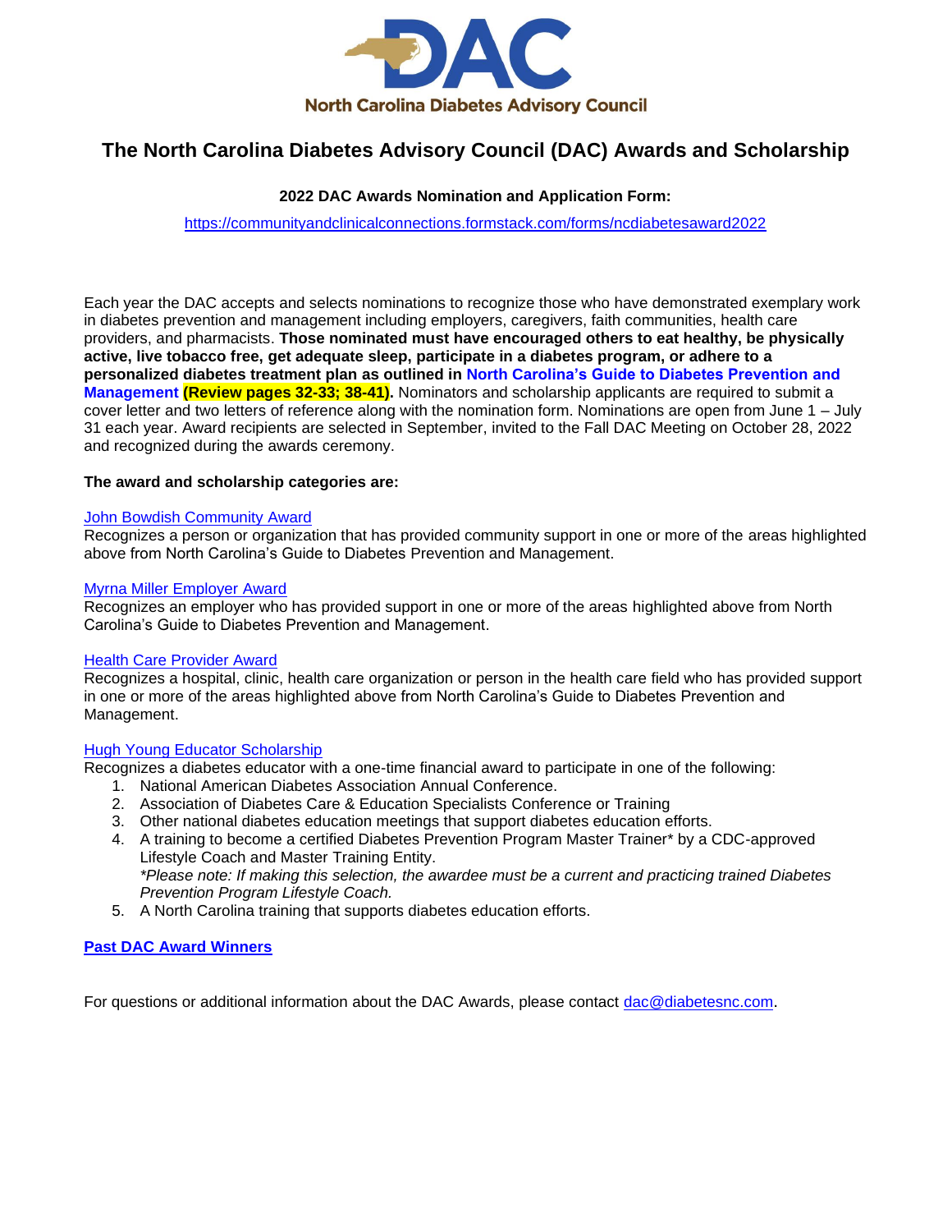# The North Carolina Diabetes Advisory Council (DAC) Awards and Scholarship

**2022 DAC Awards Nomination and Application Form:**

https://communityandclinicalconnections.formstack.com/forms/ncdiabetesaward2022

Each year the DAC accepts and selects nominations to recognize those who have demonstrated exemplary work in diabetes prevention and management including employers, caregivers, faith communities, health care providers, and pharmacists. **Those nominated must have encouraged others to eat healthy, be physically active, live tobacco free, get adequate sleep, participate in a diabetes program, or adhere to a personalized diabetes treatment plan as outlined in North Carolina's Guide to Diabetes Prevention and Management (Review pages 32-33; 38-41).** Nominators and scholarship applicants are required to submit a cover letter and two letters of reference along with the nomination form. Nominations are open from June 1 – July 31 each year. Award recipients are selected in September, invited to the Fall DAC Meeting on October 28, 2022 and recognized during the awards ceremony.

**The award and scholarship categories are:**

John Bowdish Community Award
Recognizes a person or organization that has provided community support in one or more of the areas highlighted above from North Carolina's Guide to Diabetes Prevention and Management.

Myrna Miller Employer Award
Recognizes an employer who has provided support in one or more of the areas highlighted above from North Carolina's Guide to Diabetes Prevention and Management.

Health Care Provider Award
Recognizes a hospital, clinic, health care organization or person in the health care field who has provided support in one or more of the areas highlighted above from North Carolina's Guide to Diabetes Prevention and Management.

Hugh Young Educator Scholarship
Recognizes a diabetes educator with a one-time financial award to participate in one of the following:

1. National American Diabetes Association Annual Conference.
2. Association of Diabetes Care & Education Specialists Conference or Training
3. Other national diabetes education meetings that support diabetes education efforts.
4. A training to become a certified Diabetes Prevention Program Master Trainer* by a CDC-approved Lifestyle Coach and Master Training Entity.
   *\*Please note: If making this selection, the awardee must be a current and practicing trained Diabetes Prevention Program Lifestyle Coach.*
5. A North Carolina training that supports diabetes education efforts.

**Past DAC Award Winners**

For questions or additional information about the DAC Awards, please contact dac@diabetesnc.com.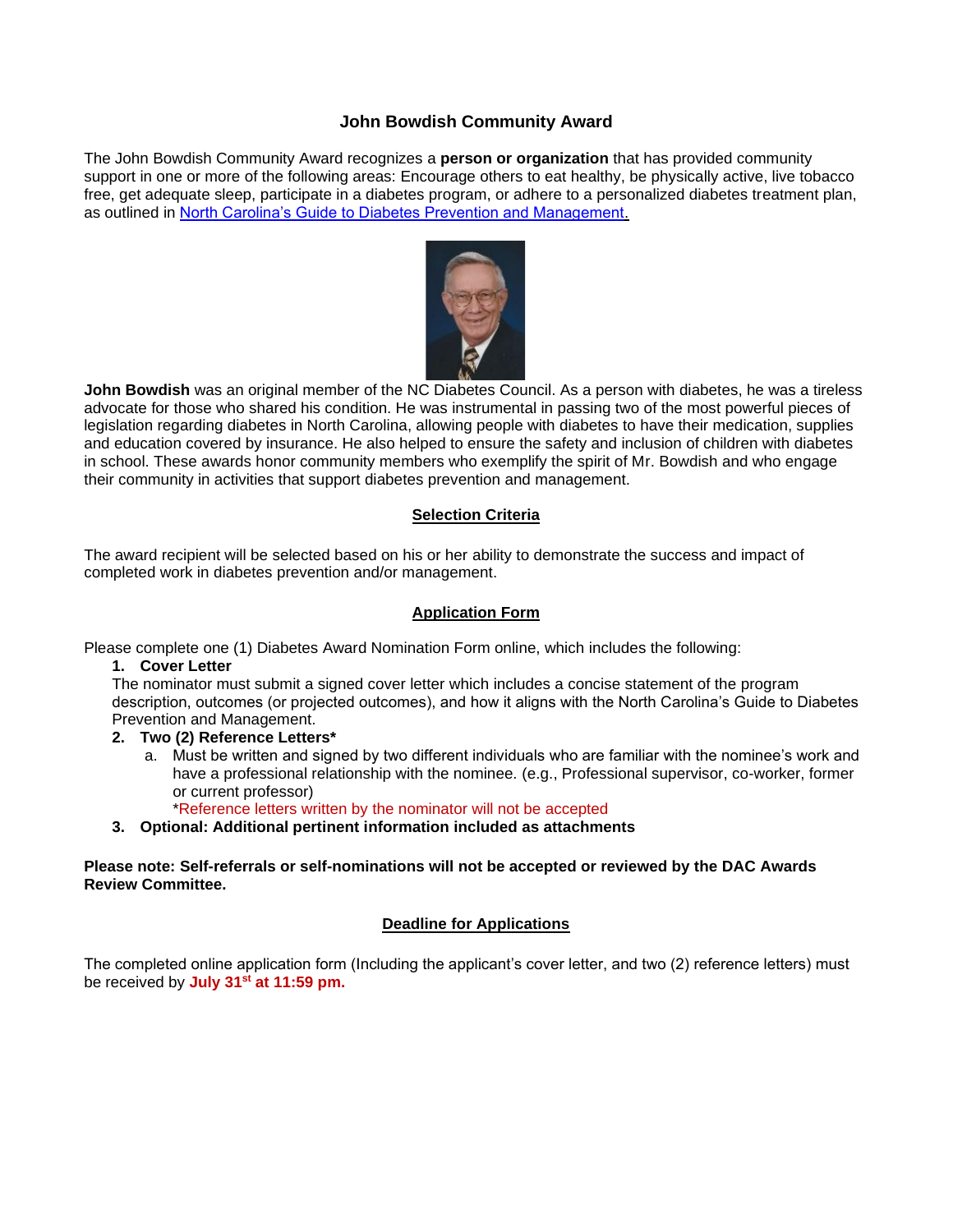# John Bowdish Community Award

The John Bowdish Community Award recognizes a **person or organization** that has provided community support in one or more of the following areas: Encourage others to eat healthy, be physically active, live tobacco free, get adequate sleep, participate in a diabetes program, or adhere to a personalized diabetes treatment plan, as outlined in [North Carolina's Guide to Diabetes Prevention and Management.]()

**John Bowdish** was an original member of the NC Diabetes Council. As a person with diabetes, he was a tireless advocate for those who shared his condition. He was instrumental in passing two of the most powerful pieces of legislation regarding diabetes in North Carolina, allowing people with diabetes to have their medication, supplies and education covered by insurance. He also helped to ensure the safety and inclusion of children with diabetes in school. These awards honor community members who exemplify the spirit of Mr. Bowdish and who engage their community in activities that support diabetes prevention and management.

## Selection Criteria

The award recipient will be selected based on his or her ability to demonstrate the success and impact of completed work in diabetes prevention and/or management.

## Application Form

Please complete one (1) Diabetes Award Nomination Form online, which includes the following:

1. **Cover Letter**
   The nominator must submit a signed cover letter which includes a concise statement of the program description, outcomes (or projected outcomes), and how it aligns with the North Carolina's Guide to Diabetes Prevention and Management.
2. **Two (2) Reference Letters***
   a. Must be written and signed by two different individuals who are familiar with the nominee's work and have a professional relationship with the nominee. (e.g., Professional supervisor, co-worker, former or current professor)
      *Reference letters written by the nominator will not be accepted
3. **Optional: Additional pertinent information included as attachments**

**Please note: Self-referrals or self-nominations will not be accepted or reviewed by the DAC Awards Review Committee.**

## Deadline for Applications

The completed online application form (Including the applicant's cover letter, and two (2) reference letters) must be received by **July 31st at 11:59 pm.**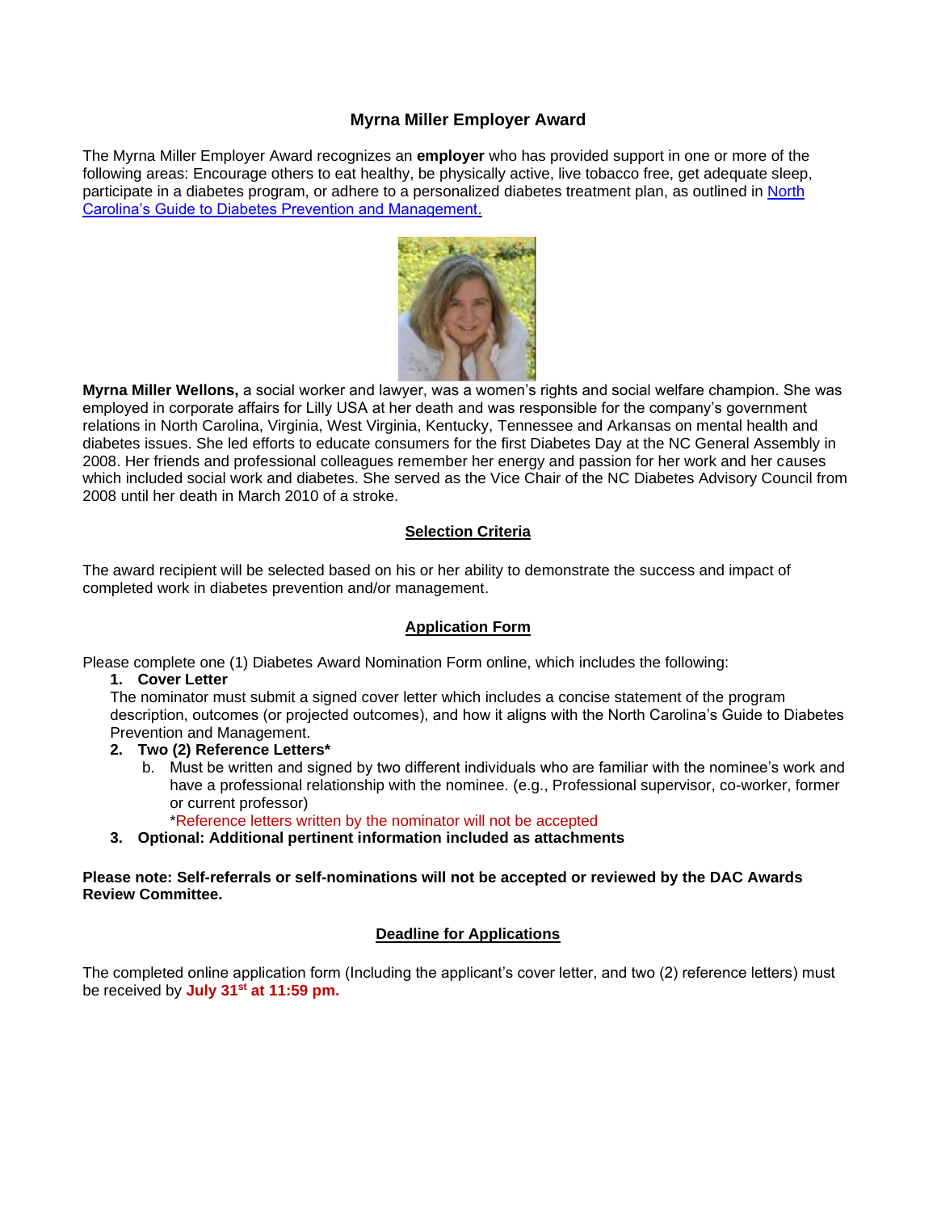# Myrna Miller Employer Award

The Myrna Miller Employer Award recognizes an **employer** who has provided support in one or more of the following areas: Encourage others to eat healthy, be physically active, live tobacco free, get adequate sleep, participate in a diabetes program, or adhere to a personalized diabetes treatment plan, as outlined in [North Carolina's Guide to Diabetes Prevention and Management.](#)

**Myrna Miller Wellons,** a social worker and lawyer, was a women's rights and social welfare champion. She was employed in corporate affairs for Lilly USA at her death and was responsible for the company's government relations in North Carolina, Virginia, West Virginia, Kentucky, Tennessee and Arkansas on mental health and diabetes issues. She led efforts to educate consumers for the first Diabetes Day at the NC General Assembly in 2008. Her friends and professional colleagues remember her energy and passion for her work and her causes which included social work and diabetes. She served as the Vice Chair of the NC Diabetes Advisory Council from 2008 until her death in March 2010 of a stroke.

## Selection Criteria

The award recipient will be selected based on his or her ability to demonstrate the success and impact of completed work in diabetes prevention and/or management.

## Application Form

Please complete one (1) Diabetes Award Nomination Form online, which includes the following:

1. **Cover Letter**
   The nominator must submit a signed cover letter which includes a concise statement of the program description, outcomes (or projected outcomes), and how it aligns with the North Carolina's Guide to Diabetes Prevention and Management.
2. **Two (2) Reference Letters***
   b. Must be written and signed by two different individuals who are familiar with the nominee's work and have a professional relationship with the nominee. (e.g., Professional supervisor, co-worker, former or current professor)
   *Reference letters written by the nominator will not be accepted
3. **Optional: Additional pertinent information included as attachments**

**Please note: Self-referrals or self-nominations will not be accepted or reviewed by the DAC Awards Review Committee.**

## Deadline for Applications

The completed online application form (Including the applicant's cover letter, and two (2) reference letters) must be received by **July 31st at 11:59 pm.**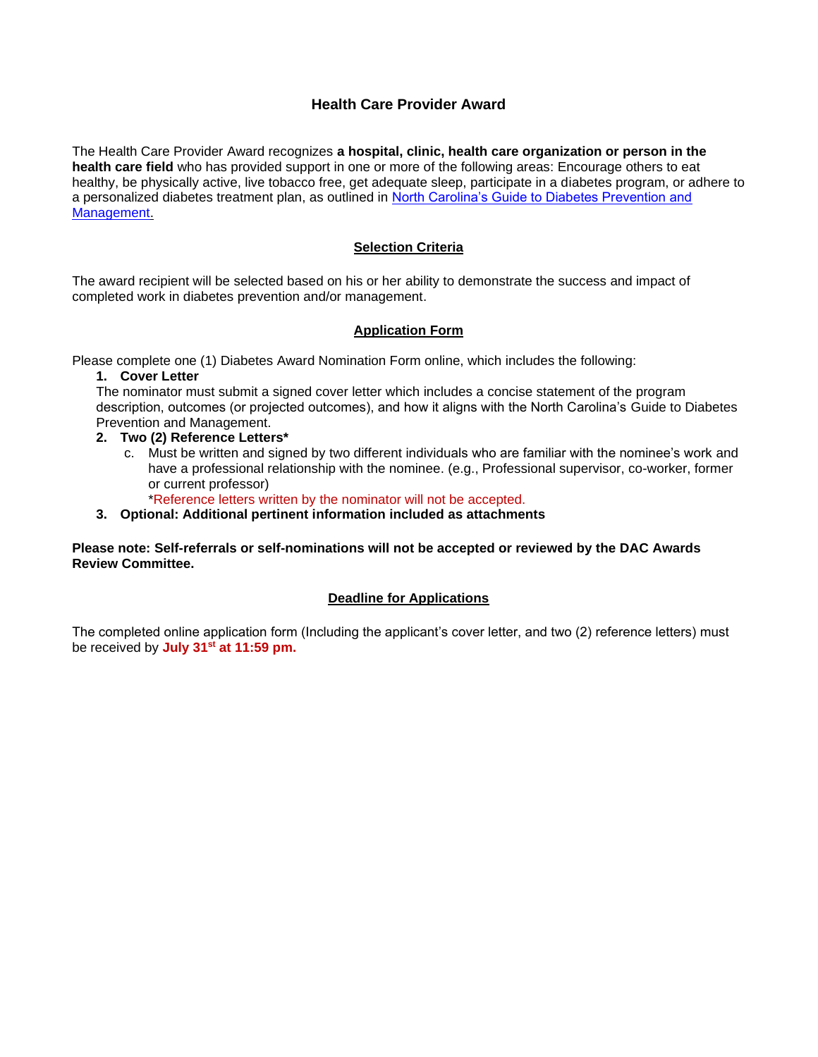## Health Care Provider Award

The Health Care Provider Award recognizes **a hospital, clinic, health care organization or person in the health care field** who has provided support in one or more of the following areas: Encourage others to eat healthy, be physically active, live tobacco free, get adequate sleep, participate in a diabetes program, or adhere to a personalized diabetes treatment plan, as outlined in [North Carolina's Guide to Diabetes Prevention and Management.]()

### Selection Criteria

The award recipient will be selected based on his or her ability to demonstrate the success and impact of completed work in diabetes prevention and/or management.

### Application Form

Please complete one (1) Diabetes Award Nomination Form online, which includes the following:

1. **Cover Letter**
   The nominator must submit a signed cover letter which includes a concise statement of the program description, outcomes (or projected outcomes), and how it aligns with the North Carolina's Guide to Diabetes Prevention and Management.
2. **Two (2) Reference Letters***
   c. Must be written and signed by two different individuals who are familiar with the nominee's work and have a professional relationship with the nominee. (e.g., Professional supervisor, co-worker, former or current professor)
   *Reference letters written by the nominator will not be accepted.
3. **Optional: Additional pertinent information included as attachments**

**Please note: Self-referrals or self-nominations will not be accepted or reviewed by the DAC Awards Review Committee.**

### Deadline for Applications

The completed online application form (Including the applicant's cover letter, and two (2) reference letters) must be received by **July 31st at 11:59 pm.**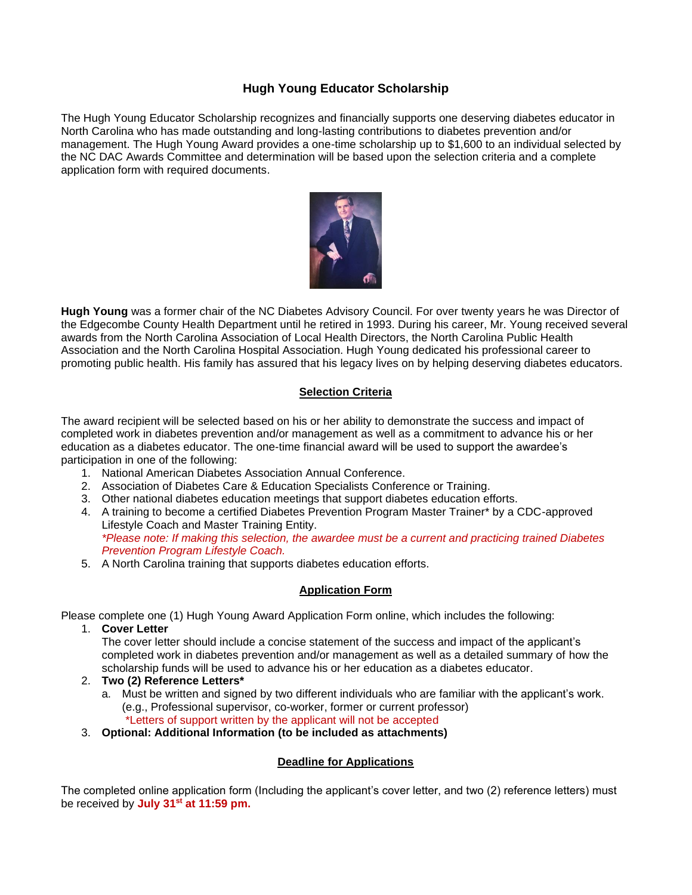# Hugh Young Educator Scholarship

The Hugh Young Educator Scholarship recognizes and financially supports one deserving diabetes educator in North Carolina who has made outstanding and long-lasting contributions to diabetes prevention and/or management. The Hugh Young Award provides a one-time scholarship up to $1,600 to an individual selected by the NC DAC Awards Committee and determination will be based upon the selection criteria and a complete application form with required documents.

**Hugh Young** was a former chair of the NC Diabetes Advisory Council. For over twenty years he was Director of the Edgecombe County Health Department until he retired in 1993. During his career, Mr. Young received several awards from the North Carolina Association of Local Health Directors, the North Carolina Public Health Association and the North Carolina Hospital Association. Hugh Young dedicated his professional career to promoting public health. His family has assured that his legacy lives on by helping deserving diabetes educators.

## Selection Criteria

The award recipient will be selected based on his or her ability to demonstrate the success and impact of completed work in diabetes prevention and/or management as well as a commitment to advance his or her education as a diabetes educator. The one-time financial award will be used to support the awardee's participation in one of the following:

1. National American Diabetes Association Annual Conference.
2. Association of Diabetes Care & Education Specialists Conference or Training.
3. Other national diabetes education meetings that support diabetes education efforts.
4. A training to become a certified Diabetes Prevention Program Master Trainer* by a CDC-approved Lifestyle Coach and Master Training Entity.
   *\*Please note: If making this selection, the awardee must be a current and practicing trained Diabetes Prevention Program Lifestyle Coach.*
5. A North Carolina training that supports diabetes education efforts.

## Application Form

Please complete one (1) Hugh Young Award Application Form online, which includes the following:

1. **Cover Letter**
   The cover letter should include a concise statement of the success and impact of the applicant's completed work in diabetes prevention and/or management as well as a detailed summary of how the scholarship funds will be used to advance his or her education as a diabetes educator.
2. **Two (2) Reference Letters***
   a. Must be written and signed by two different individuals who are familiar with the applicant's work. (e.g., Professional supervisor, co-worker, former or current professor)
      *Letters of support written by the applicant will not be accepted
3. **Optional: Additional Information (to be included as attachments)**

## Deadline for Applications

The completed online application form (Including the applicant's cover letter, and two (2) reference letters) must be received by **July 31st at 11:59 pm.**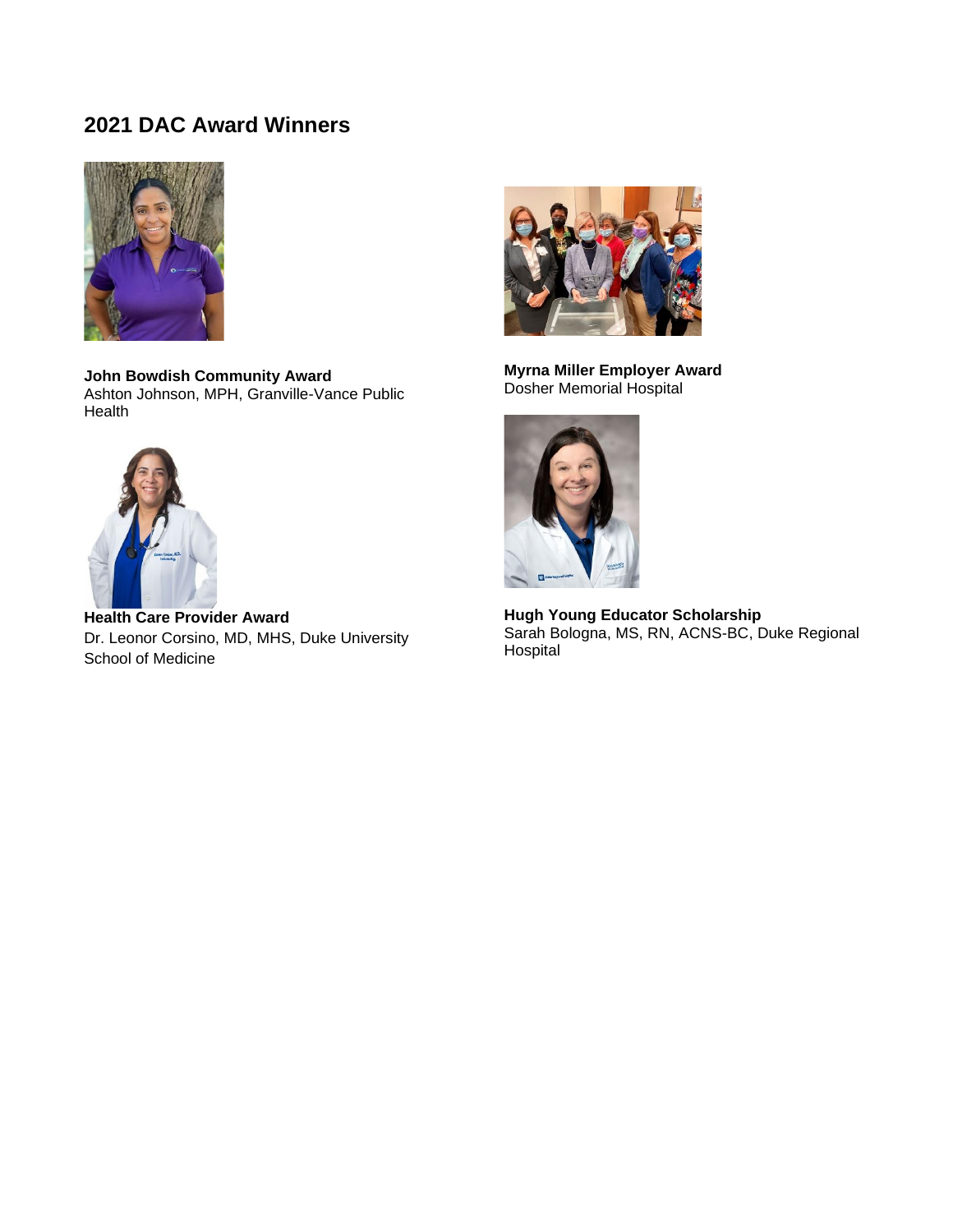## 2021 DAC Award Winners

**John Bowdish Community Award**
Ashton Johnson, MPH, Granville-Vance Public Health

**Health Care Provider Award**
Dr. Leonor Corsino, MD, MHS, Duke University School of Medicine

**Myrna Miller Employer Award**
Dosher Memorial Hospital

**Hugh Young Educator Scholarship**
Sarah Bologna, MS, RN, ACNS-BC, Duke Regional Hospital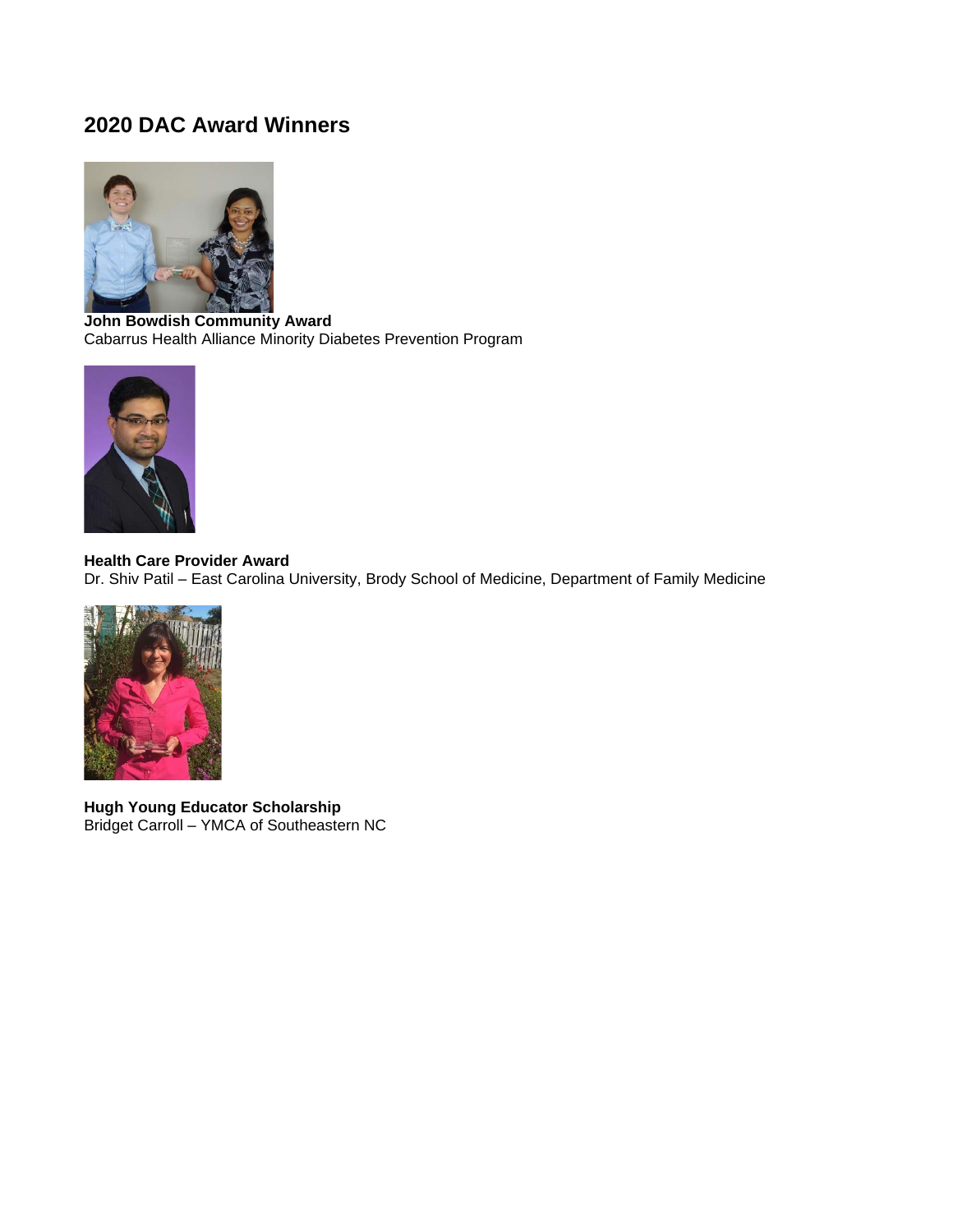## 2020 DAC Award Winners

**John Bowdish Community Award**
Cabarrus Health Alliance Minority Diabetes Prevention Program

**Health Care Provider Award**
Dr. Shiv Patil – East Carolina University, Brody School of Medicine, Department of Family Medicine

**Hugh Young Educator Scholarship**
Bridget Carroll – YMCA of Southeastern NC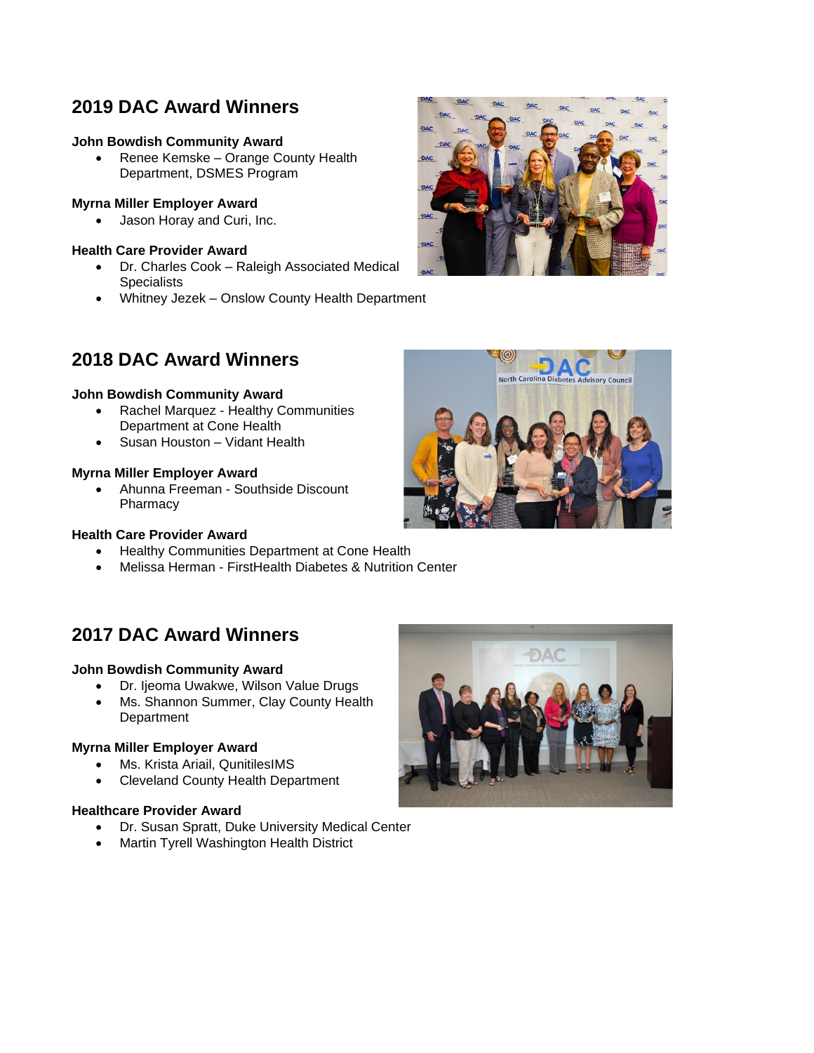## 2019 DAC Award Winners

**John Bowdish Community Award**

- Renee Kemske – Orange County Health Department, DSMES Program

**Myrna Miller Employer Award**

- Jason Horay and Curi, Inc.

**Health Care Provider Award**

- Dr. Charles Cook – Raleigh Associated Medical Specialists
- Whitney Jezek – Onslow County Health Department

## 2018 DAC Award Winners

**John Bowdish Community Award**

- Rachel Marquez - Healthy Communities Department at Cone Health
- Susan Houston – Vidant Health

**Myrna Miller Employer Award**

- Ahunna Freeman - Southside Discount Pharmacy

**Health Care Provider Award**

- Healthy Communities Department at Cone Health
- Melissa Herman - FirstHealth Diabetes & Nutrition Center

## 2017 DAC Award Winners

**John Bowdish Community Award**

- Dr. Ijeoma Uwakwe, Wilson Value Drugs
- Ms. Shannon Summer, Clay County Health Department

**Myrna Miller Employer Award**

- Ms. Krista Ariail, QunitilesIMS
- Cleveland County Health Department

**Healthcare Provider Award**

- Dr. Susan Spratt, Duke University Medical Center
- Martin Tyrell Washington Health District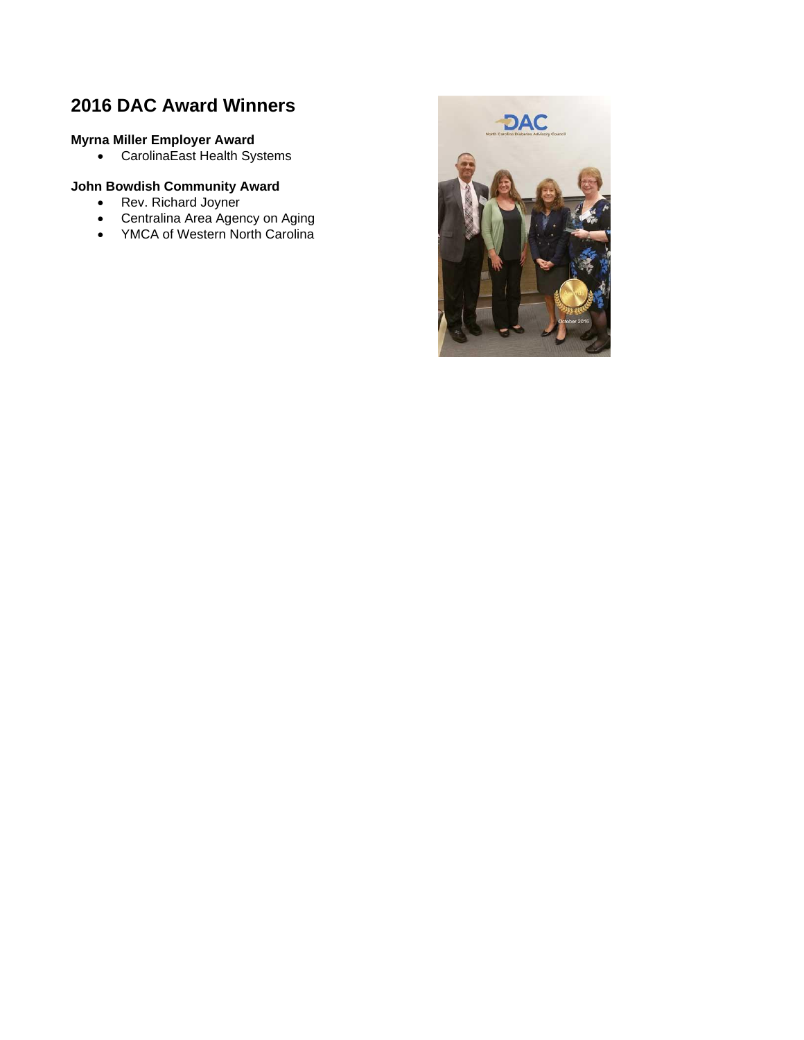## 2016 DAC Award Winners

**Myrna Miller Employer Award**

- CarolinaEast Health Systems

**John Bowdish Community Award**

- Rev. Richard Joyner
- Centralina Area Agency on Aging
- YMCA of Western North Carolina